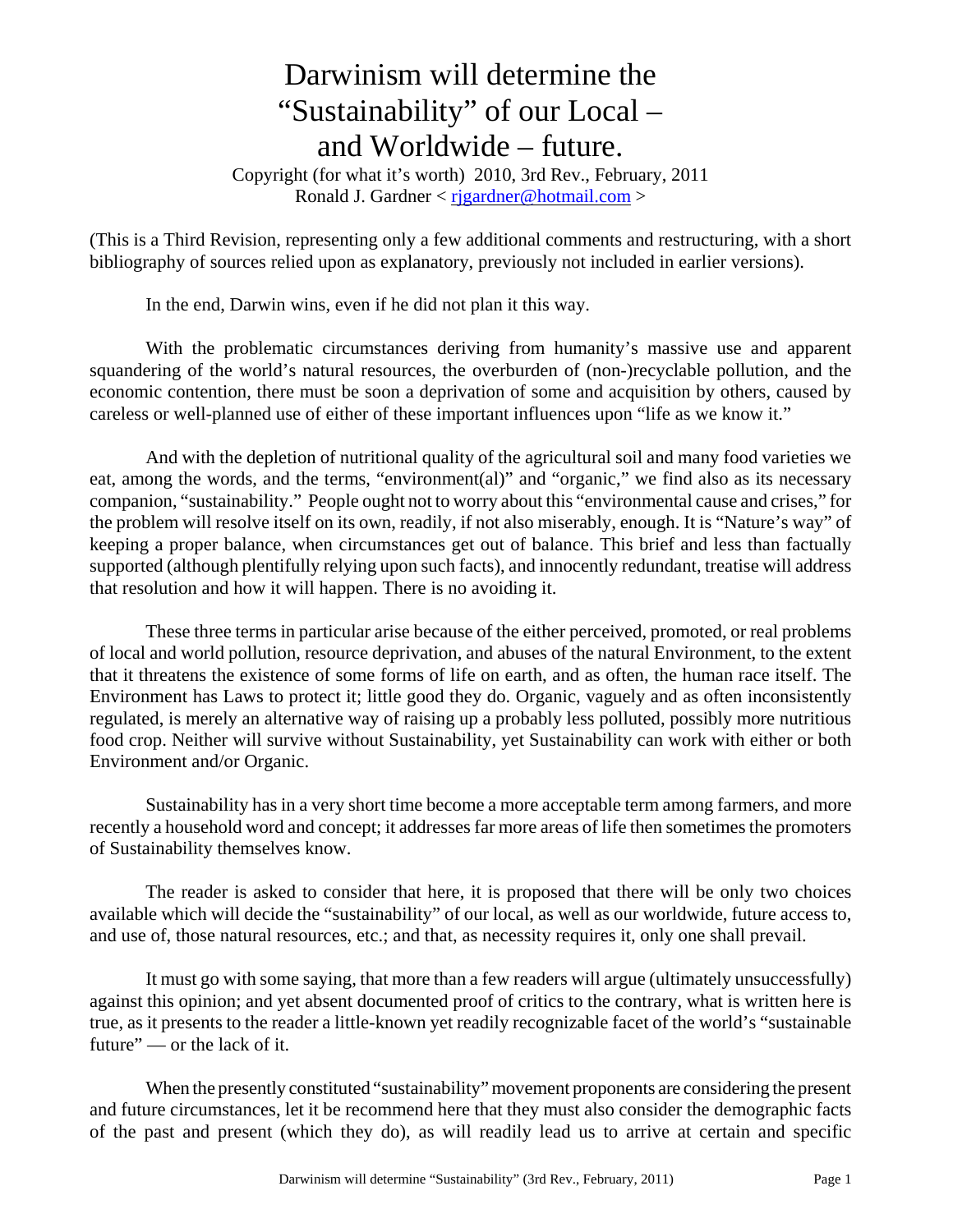# Darwinism will determine the "Sustainability" of our Local – and Worldwide – future.

Copyright (for what it's worth) 2010, 3rd Rev., February, 2011
Ronald J. Gardner < rjgardner@hotmail.com >

(This is a Third Revision, representing only a few additional comments and restructuring, with a short bibliography of sources relied upon as explanatory, previously not included in earlier versions).

In the end, Darwin wins, even if he did not plan it this way.

With the problematic circumstances deriving from humanity's massive use and apparent squandering of the world's natural resources, the overburden of (non-)recyclable pollution, and the economic contention, there must be soon a deprivation of some and acquisition by others, caused by careless or well-planned use of either of these important influences upon "life as we know it."

And with the depletion of nutritional quality of the agricultural soil and many food varieties we eat, among the words, and the terms, "environment(al)" and "organic," we find also as its necessary companion, "sustainability." People ought not to worry about this "environmental cause and crises," for the problem will resolve itself on its own, readily, if not also miserably, enough. It is "Nature's way" of keeping a proper balance, when circumstances get out of balance. This brief and less than factually supported (although plentifully relying upon such facts), and innocently redundant, treatise will address that resolution and how it will happen. There is no avoiding it.

These three terms in particular arise because of the either perceived, promoted, or real problems of local and world pollution, resource deprivation, and abuses of the natural Environment, to the extent that it threatens the existence of some forms of life on earth, and as often, the human race itself. The Environment has Laws to protect it; little good they do. Organic, vaguely and as often inconsistently regulated, is merely an alternative way of raising up a probably less polluted, possibly more nutritious food crop. Neither will survive without Sustainability, yet Sustainability can work with either or both Environment and/or Organic.

Sustainability has in a very short time become a more acceptable term among farmers, and more recently a household word and concept; it addresses far more areas of life then sometimes the promoters of Sustainability themselves know.

The reader is asked to consider that here, it is proposed that there will be only two choices available which will decide the "sustainability" of our local, as well as our worldwide, future access to, and use of, those natural resources, etc.; and that, as necessity requires it, only one shall prevail.

It must go with some saying, that more than a few readers will argue (ultimately unsuccessfully) against this opinion; and yet absent documented proof of critics to the contrary, what is written here is true, as it presents to the reader a little-known yet readily recognizable facet of the world's "sustainable future" — or the lack of it.

When the presently constituted "sustainability" movement proponents are considering the present and future circumstances, let it be recommend here that they must also consider the demographic facts of the past and present (which they do), as will readily lead us to arrive at certain and specific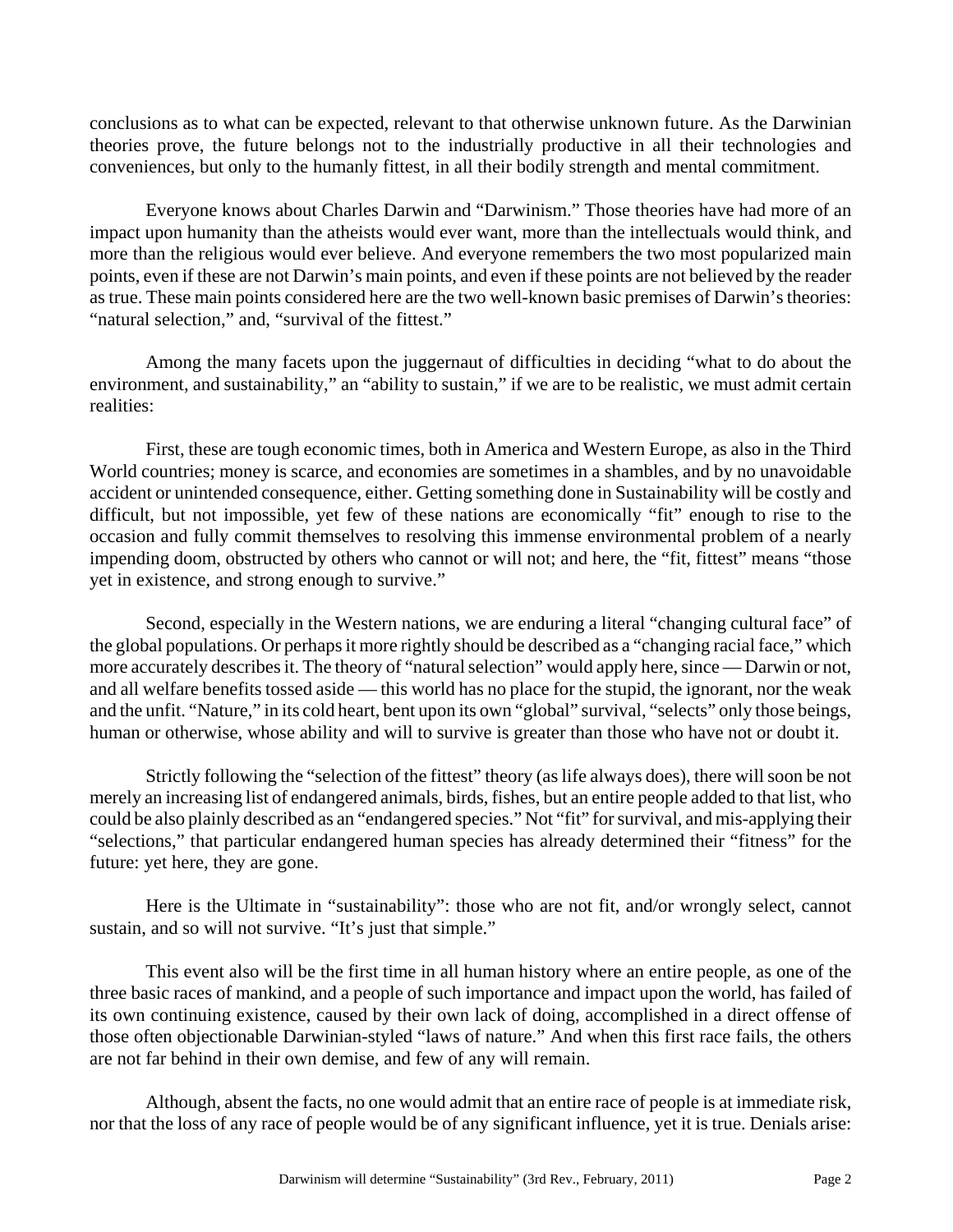conclusions as to what can be expected, relevant to that otherwise unknown future. As the Darwinian theories prove, the future belongs not to the industrially productive in all their technologies and conveniences, but only to the humanly fittest, in all their bodily strength and mental commitment.

Everyone knows about Charles Darwin and "Darwinism." Those theories have had more of an impact upon humanity than the atheists would ever want, more than the intellectuals would think, and more than the religious would ever believe. And everyone remembers the two most popularized main points, even if these are not Darwin's main points, and even if these points are not believed by the reader as true. These main points considered here are the two well-known basic premises of Darwin's theories: "natural selection," and, "survival of the fittest."

Among the many facets upon the juggernaut of difficulties in deciding "what to do about the environment, and sustainability," an "ability to sustain," if we are to be realistic, we must admit certain realities:

First, these are tough economic times, both in America and Western Europe, as also in the Third World countries; money is scarce, and economies are sometimes in a shambles, and by no unavoidable accident or unintended consequence, either. Getting something done in Sustainability will be costly and difficult, but not impossible, yet few of these nations are economically "fit" enough to rise to the occasion and fully commit themselves to resolving this immense environmental problem of a nearly impending doom, obstructed by others who cannot or will not; and here, the "fit, fittest" means "those yet in existence, and strong enough to survive."

Second, especially in the Western nations, we are enduring a literal "changing cultural face" of the global populations. Or perhaps it more rightly should be described as a "changing racial face," which more accurately describes it. The theory of "natural selection" would apply here, since — Darwin or not, and all welfare benefits tossed aside — this world has no place for the stupid, the ignorant, nor the weak and the unfit. "Nature," in its cold heart, bent upon its own "global" survival, "selects" only those beings, human or otherwise, whose ability and will to survive is greater than those who have not or doubt it.

Strictly following the "selection of the fittest" theory (as life always does), there will soon be not merely an increasing list of endangered animals, birds, fishes, but an entire people added to that list, who could be also plainly described as an "endangered species." Not "fit" for survival, and mis-applying their "selections," that particular endangered human species has already determined their "fitness" for the future: yet here, they are gone.

Here is the Ultimate in "sustainability": those who are not fit, and/or wrongly select, cannot sustain, and so will not survive. "It's just that simple."

This event also will be the first time in all human history where an entire people, as one of the three basic races of mankind, and a people of such importance and impact upon the world, has failed of its own continuing existence, caused by their own lack of doing, accomplished in a direct offense of those often objectionable Darwinian-styled "laws of nature." And when this first race fails, the others are not far behind in their own demise, and few of any will remain.

Although, absent the facts, no one would admit that an entire race of people is at immediate risk, nor that the loss of any race of people would be of any significant influence, yet it is true. Denials arise: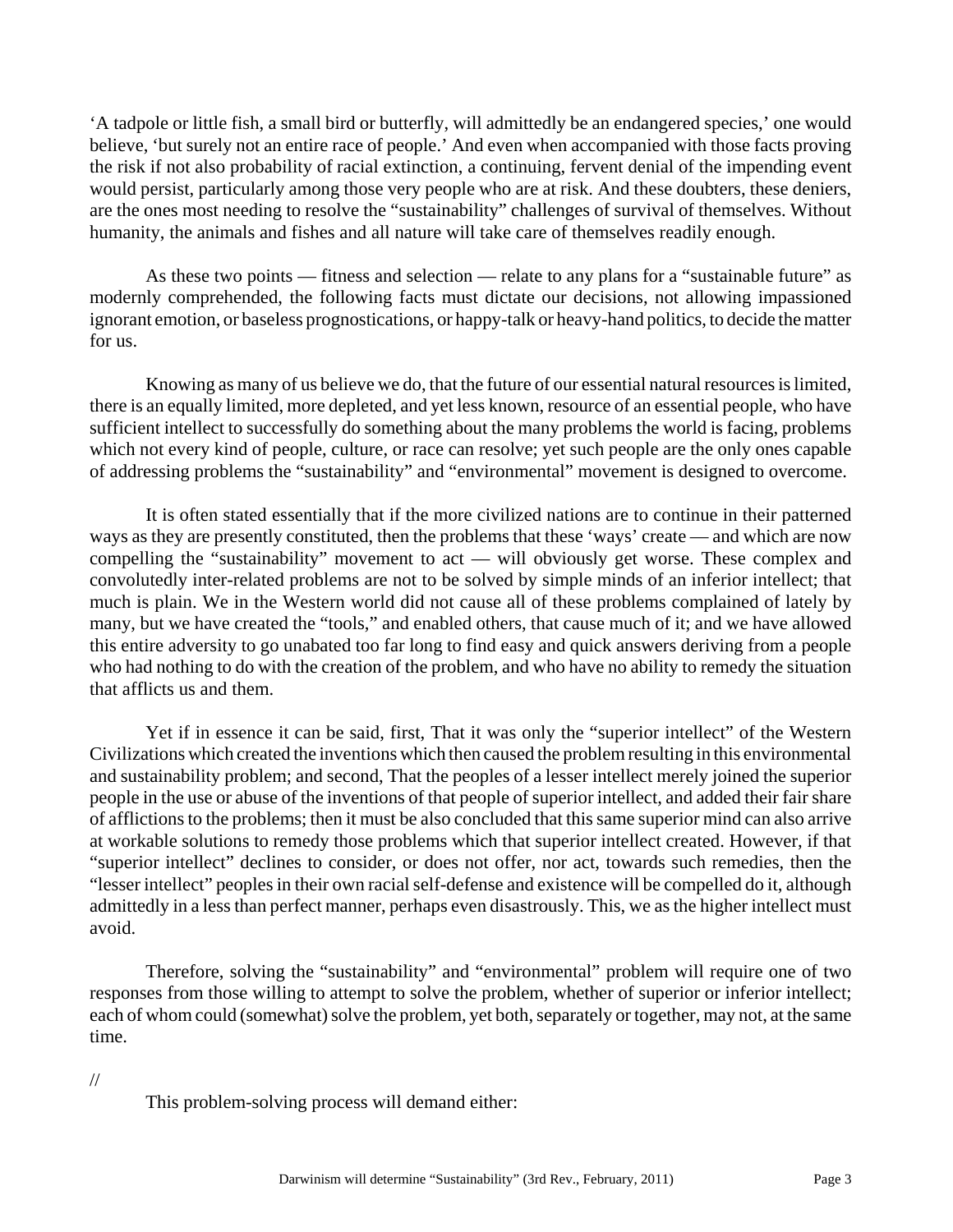'A tadpole or little fish, a small bird or butterfly, will admittedly be an endangered species,' one would believe, 'but surely not an entire race of people.' And even when accompanied with those facts proving the risk if not also probability of racial extinction, a continuing, fervent denial of the impending event would persist, particularly among those very people who are at risk. And these doubters, these deniers, are the ones most needing to resolve the "sustainability" challenges of survival of themselves. Without humanity, the animals and fishes and all nature will take care of themselves readily enough.

As these two points — fitness and selection — relate to any plans for a "sustainable future" as modernly comprehended, the following facts must dictate our decisions, not allowing impassioned ignorant emotion, or baseless prognostications, or happy-talk or heavy-hand politics, to decide the matter for us.

Knowing as many of us believe we do, that the future of our essential natural resources is limited, there is an equally limited, more depleted, and yet less known, resource of an essential people, who have sufficient intellect to successfully do something about the many problems the world is facing, problems which not every kind of people, culture, or race can resolve; yet such people are the only ones capable of addressing problems the "sustainability" and "environmental" movement is designed to overcome.

It is often stated essentially that if the more civilized nations are to continue in their patterned ways as they are presently constituted, then the problems that these 'ways' create — and which are now compelling the "sustainability" movement to act — will obviously get worse. These complex and convolutedly inter-related problems are not to be solved by simple minds of an inferior intellect; that much is plain. We in the Western world did not cause all of these problems complained of lately by many, but we have created the "tools," and enabled others, that cause much of it; and we have allowed this entire adversity to go unabated too far long to find easy and quick answers deriving from a people who had nothing to do with the creation of the problem, and who have no ability to remedy the situation that afflicts us and them.

Yet if in essence it can be said, first, That it was only the "superior intellect" of the Western Civilizations which created the inventions which then caused the problem resulting in this environmental and sustainability problem; and second, That the peoples of a lesser intellect merely joined the superior people in the use or abuse of the inventions of that people of superior intellect, and added their fair share of afflictions to the problems; then it must be also concluded that this same superior mind can also arrive at workable solutions to remedy those problems which that superior intellect created. However, if that "superior intellect" declines to consider, or does not offer, nor act, towards such remedies, then the "lesser intellect" peoples in their own racial self-defense and existence will be compelled do it, although admittedly in a less than perfect manner, perhaps even disastrously. This, we as the higher intellect must avoid.

Therefore, solving the "sustainability" and "environmental" problem will require one of two responses from those willing to attempt to solve the problem, whether of superior or inferior intellect; each of whom could (somewhat) solve the problem, yet both, separately or together, may not, at the same time.

//

This problem-solving process will demand either: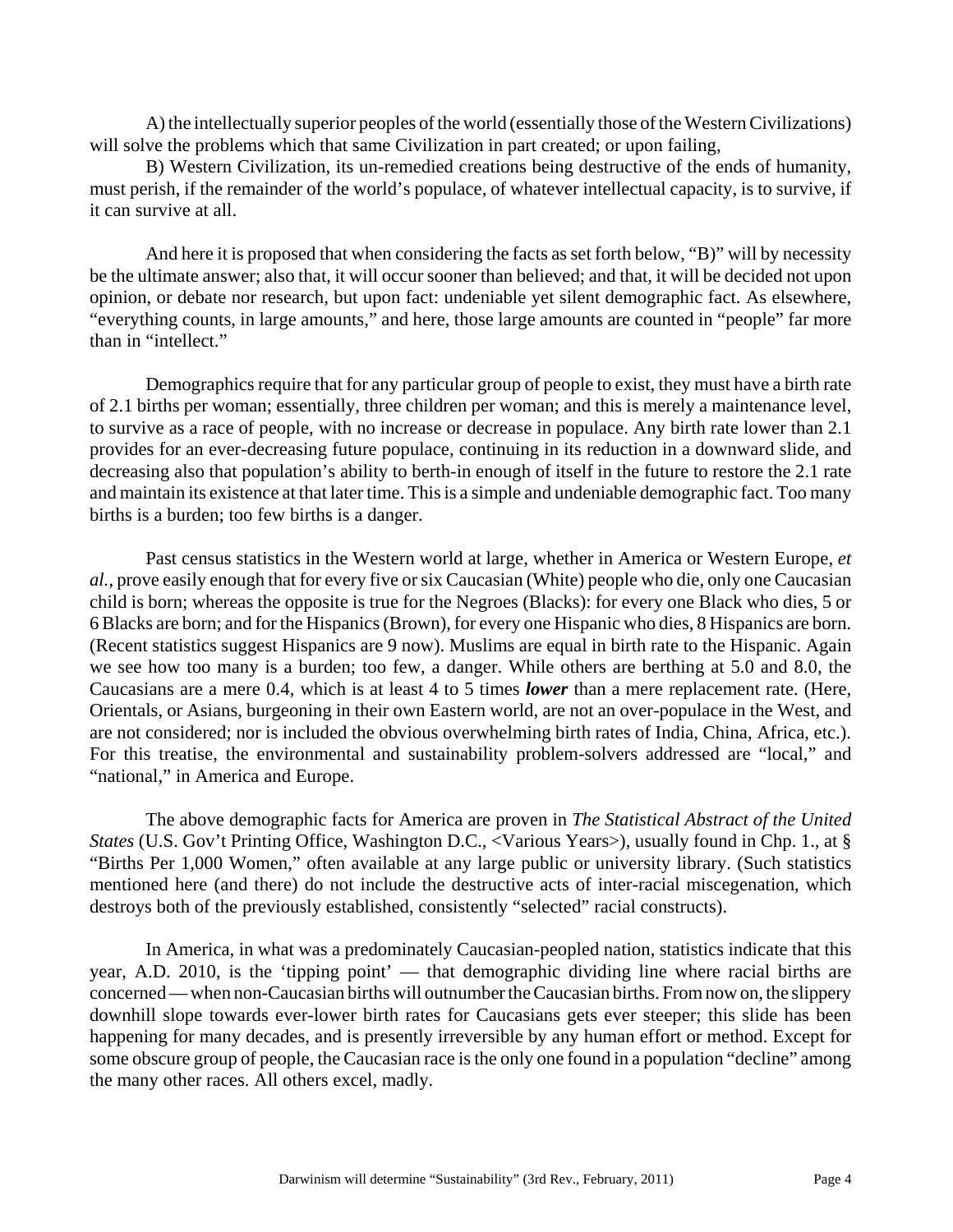A) the intellectually superior peoples of the world (essentially those of the Western Civilizations) will solve the problems which that same Civilization in part created; or upon failing,

B) Western Civilization, its un-remedied creations being destructive of the ends of humanity, must perish, if the remainder of the world's populace, of whatever intellectual capacity, is to survive, if it can survive at all.

And here it is proposed that when considering the facts as set forth below, "B)" will by necessity be the ultimate answer; also that, it will occur sooner than believed; and that, it will be decided not upon opinion, or debate nor research, but upon fact: undeniable yet silent demographic fact. As elsewhere, "everything counts, in large amounts," and here, those large amounts are counted in "people" far more than in "intellect."

Demographics require that for any particular group of people to exist, they must have a birth rate of 2.1 births per woman; essentially, three children per woman; and this is merely a maintenance level, to survive as a race of people, with no increase or decrease in populace. Any birth rate lower than 2.1 provides for an ever-decreasing future populace, continuing in its reduction in a downward slide, and decreasing also that population's ability to berth-in enough of itself in the future to restore the 2.1 rate and maintain its existence at that later time. This is a simple and undeniable demographic fact. Too many births is a burden; too few births is a danger.

Past census statistics in the Western world at large, whether in America or Western Europe, *et al.*, prove easily enough that for every five or six Caucasian (White) people who die, only one Caucasian child is born; whereas the opposite is true for the Negroes (Blacks): for every one Black who dies, 5 or 6 Blacks are born; and for the Hispanics (Brown), for every one Hispanic who dies, 8 Hispanics are born. (Recent statistics suggest Hispanics are 9 now). Muslims are equal in birth rate to the Hispanic. Again we see how too many is a burden; too few, a danger. While others are berthing at 5.0 and 8.0, the Caucasians are a mere 0.4, which is at least 4 to 5 times ***lower*** than a mere replacement rate. (Here, Orientals, or Asians, burgeoning in their own Eastern world, are not an over-populace in the West, and are not considered; nor is included the obvious overwhelming birth rates of India, China, Africa, etc.). For this treatise, the environmental and sustainability problem-solvers addressed are "local," and "national," in America and Europe.

The above demographic facts for America are proven in *The Statistical Abstract of the United States* (U.S. Gov't Printing Office, Washington D.C., <Various Years>), usually found in Chp. 1., at § "Births Per 1,000 Women," often available at any large public or university library. (Such statistics mentioned here (and there) do not include the destructive acts of inter-racial miscegenation, which destroys both of the previously established, consistently "selected" racial constructs).

In America, in what was a predominately Caucasian-peopled nation, statistics indicate that this year, A.D. 2010, is the 'tipping point' — that demographic dividing line where racial births are concerned — when non-Caucasian births will outnumber the Caucasian births. From now on, the slippery downhill slope towards ever-lower birth rates for Caucasians gets ever steeper; this slide has been happening for many decades, and is presently irreversible by any human effort or method. Except for some obscure group of people, the Caucasian race is the only one found in a population "decline" among the many other races. All others excel, madly.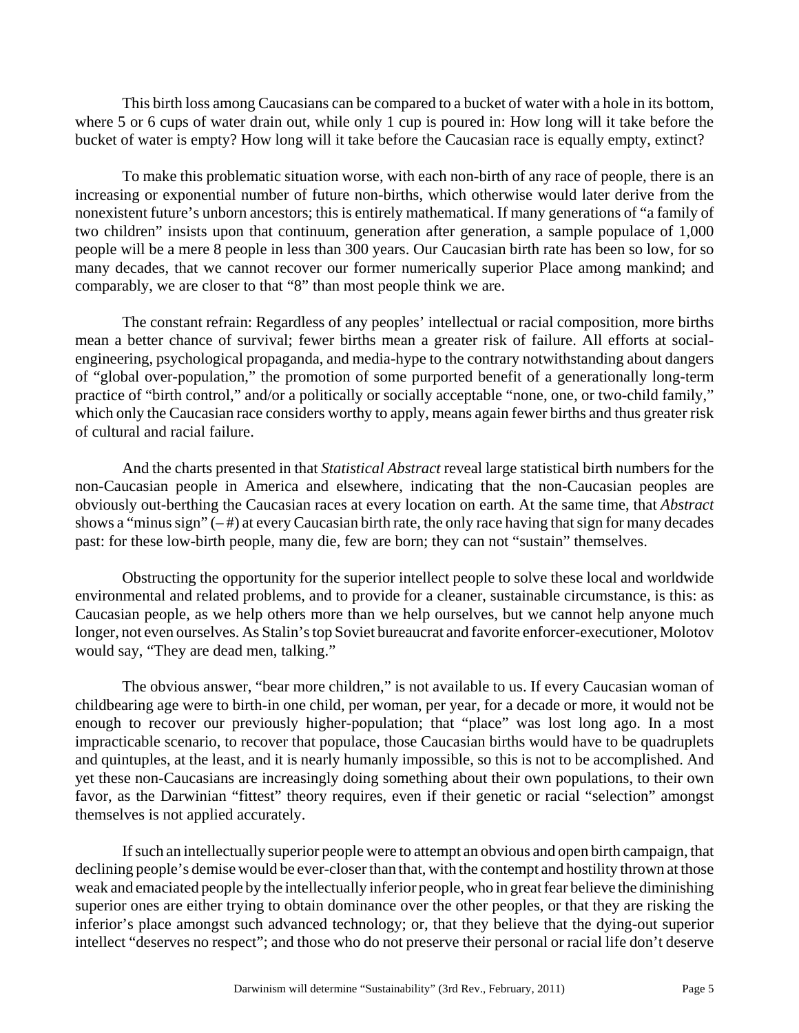This birth loss among Caucasians can be compared to a bucket of water with a hole in its bottom, where 5 or 6 cups of water drain out, while only 1 cup is poured in: How long will it take before the bucket of water is empty? How long will it take before the Caucasian race is equally empty, extinct?

To make this problematic situation worse, with each non-birth of any race of people, there is an increasing or exponential number of future non-births, which otherwise would later derive from the nonexistent future's unborn ancestors; this is entirely mathematical. If many generations of "a family of two children" insists upon that continuum, generation after generation, a sample populace of 1,000 people will be a mere 8 people in less than 300 years. Our Caucasian birth rate has been so low, for so many decades, that we cannot recover our former numerically superior Place among mankind; and comparably, we are closer to that "8" than most people think we are.

The constant refrain: Regardless of any peoples' intellectual or racial composition, more births mean a better chance of survival; fewer births mean a greater risk of failure. All efforts at social-engineering, psychological propaganda, and media-hype to the contrary notwithstanding about dangers of "global over-population," the promotion of some purported benefit of a generationally long-term practice of "birth control," and/or a politically or socially acceptable "none, one, or two-child family," which only the Caucasian race considers worthy to apply, means again fewer births and thus greater risk of cultural and racial failure.

And the charts presented in that *Statistical Abstract* reveal large statistical birth numbers for the non-Caucasian people in America and elsewhere, indicating that the non-Caucasian peoples are obviously out-berthing the Caucasian races at every location on earth. At the same time, that *Abstract* shows a "minus sign" (– #) at every Caucasian birth rate, the only race having that sign for many decades past: for these low-birth people, many die, few are born; they can not "sustain" themselves.

Obstructing the opportunity for the superior intellect people to solve these local and worldwide environmental and related problems, and to provide for a cleaner, sustainable circumstance, is this: as Caucasian people, as we help others more than we help ourselves, but we cannot help anyone much longer, not even ourselves. As Stalin's top Soviet bureaucrat and favorite enforcer-executioner, Molotov would say, "They are dead men, talking."

The obvious answer, "bear more children," is not available to us. If every Caucasian woman of childbearing age were to birth-in one child, per woman, per year, for a decade or more, it would not be enough to recover our previously higher-population; that "place" was lost long ago. In a most impracticable scenario, to recover that populace, those Caucasian births would have to be quadruplets and quintuples, at the least, and it is nearly humanly impossible, so this is not to be accomplished. And yet these non-Caucasians are increasingly doing something about their own populations, to their own favor, as the Darwinian "fittest" theory requires, even if their genetic or racial "selection" amongst themselves is not applied accurately.

If such an intellectually superior people were to attempt an obvious and open birth campaign, that declining people's demise would be ever-closer than that, with the contempt and hostility thrown at those weak and emaciated people by the intellectually inferior people, who in great fear believe the diminishing superior ones are either trying to obtain dominance over the other peoples, or that they are risking the inferior's place amongst such advanced technology; or, that they believe that the dying-out superior intellect "deserves no respect"; and those who do not preserve their personal or racial life don't deserve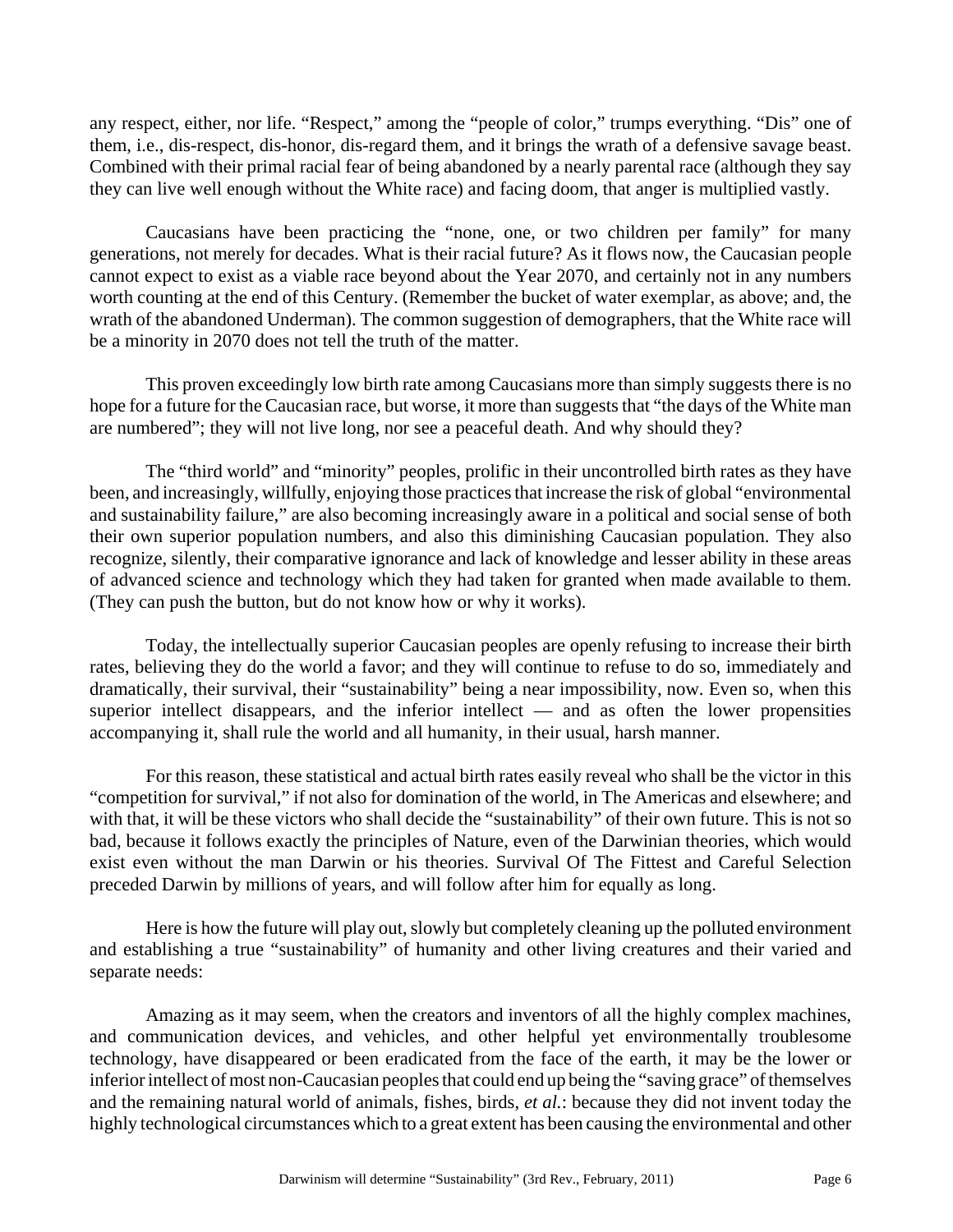any respect, either, nor life. "Respect," among the "people of color," trumps everything. "Dis" one of them, i.e., dis-respect, dis-honor, dis-regard them, and it brings the wrath of a defensive savage beast. Combined with their primal racial fear of being abandoned by a nearly parental race (although they say they can live well enough without the White race) and facing doom, that anger is multiplied vastly.

Caucasians have been practicing the "none, one, or two children per family" for many generations, not merely for decades. What is their racial future? As it flows now, the Caucasian people cannot expect to exist as a viable race beyond about the Year 2070, and certainly not in any numbers worth counting at the end of this Century. (Remember the bucket of water exemplar, as above; and, the wrath of the abandoned Underman). The common suggestion of demographers, that the White race will be a minority in 2070 does not tell the truth of the matter.

This proven exceedingly low birth rate among Caucasians more than simply suggests there is no hope for a future for the Caucasian race, but worse, it more than suggests that "the days of the White man are numbered"; they will not live long, nor see a peaceful death. And why should they?

The "third world" and "minority" peoples, prolific in their uncontrolled birth rates as they have been, and increasingly, willfully, enjoying those practices that increase the risk of global "environmental and sustainability failure," are also becoming increasingly aware in a political and social sense of both their own superior population numbers, and also this diminishing Caucasian population. They also recognize, silently, their comparative ignorance and lack of knowledge and lesser ability in these areas of advanced science and technology which they had taken for granted when made available to them. (They can push the button, but do not know how or why it works).

Today, the intellectually superior Caucasian peoples are openly refusing to increase their birth rates, believing they do the world a favor; and they will continue to refuse to do so, immediately and dramatically, their survival, their "sustainability" being a near impossibility, now. Even so, when this superior intellect disappears, and the inferior intellect — and as often the lower propensities accompanying it, shall rule the world and all humanity, in their usual, harsh manner.

For this reason, these statistical and actual birth rates easily reveal who shall be the victor in this "competition for survival," if not also for domination of the world, in The Americas and elsewhere; and with that, it will be these victors who shall decide the "sustainability" of their own future. This is not so bad, because it follows exactly the principles of Nature, even of the Darwinian theories, which would exist even without the man Darwin or his theories. Survival Of The Fittest and Careful Selection preceded Darwin by millions of years, and will follow after him for equally as long.

Here is how the future will play out, slowly but completely cleaning up the polluted environment and establishing a true "sustainability" of humanity and other living creatures and their varied and separate needs:

Amazing as it may seem, when the creators and inventors of all the highly complex machines, and communication devices, and vehicles, and other helpful yet environmentally troublesome technology, have disappeared or been eradicated from the face of the earth, it may be the lower or inferior intellect of most non-Caucasian peoples that could end up being the "saving grace" of themselves and the remaining natural world of animals, fishes, birds, *et al.*: because they did not invent today the highly technological circumstances which to a great extent has been causing the environmental and other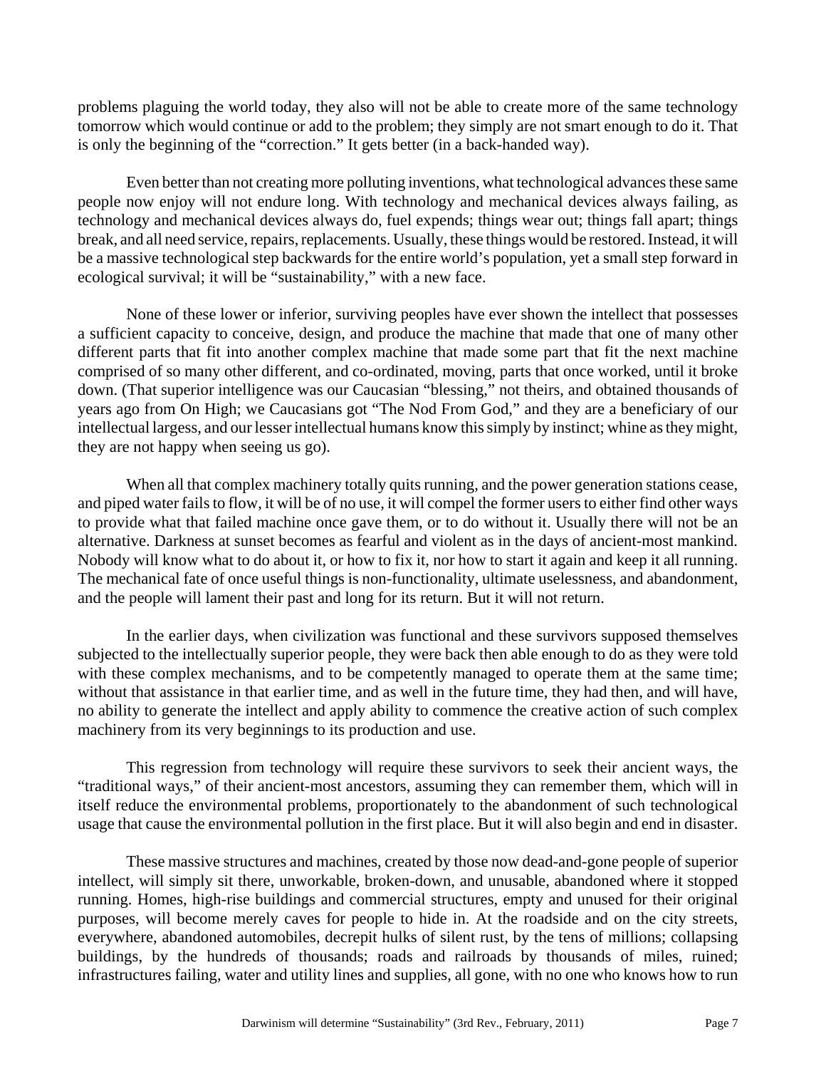problems plaguing the world today, they also will not be able to create more of the same technology tomorrow which would continue or add to the problem; they simply are not smart enough to do it. That is only the beginning of the "correction." It gets better (in a back-handed way).

Even better than not creating more polluting inventions, what technological advances these same people now enjoy will not endure long. With technology and mechanical devices always failing, as technology and mechanical devices always do, fuel expends; things wear out; things fall apart; things break, and all need service, repairs, replacements. Usually, these things would be restored. Instead, it will be a massive technological step backwards for the entire world's population, yet a small step forward in ecological survival; it will be "sustainability," with a new face.

None of these lower or inferior, surviving peoples have ever shown the intellect that possesses a sufficient capacity to conceive, design, and produce the machine that made that one of many other different parts that fit into another complex machine that made some part that fit the next machine comprised of so many other different, and co-ordinated, moving, parts that once worked, until it broke down. (That superior intelligence was our Caucasian "blessing," not theirs, and obtained thousands of years ago from On High; we Caucasians got "The Nod From God," and they are a beneficiary of our intellectual largess, and our lesser intellectual humans know this simply by instinct; whine as they might, they are not happy when seeing us go).

When all that complex machinery totally quits running, and the power generation stations cease, and piped water fails to flow, it will be of no use, it will compel the former users to either find other ways to provide what that failed machine once gave them, or to do without it. Usually there will not be an alternative. Darkness at sunset becomes as fearful and violent as in the days of ancient-most mankind. Nobody will know what to do about it, or how to fix it, nor how to start it again and keep it all running. The mechanical fate of once useful things is non-functionality, ultimate uselessness, and abandonment, and the people will lament their past and long for its return. But it will not return.

In the earlier days, when civilization was functional and these survivors supposed themselves subjected to the intellectually superior people, they were back then able enough to do as they were told with these complex mechanisms, and to be competently managed to operate them at the same time; without that assistance in that earlier time, and as well in the future time, they had then, and will have, no ability to generate the intellect and apply ability to commence the creative action of such complex machinery from its very beginnings to its production and use.

This regression from technology will require these survivors to seek their ancient ways, the "traditional ways," of their ancient-most ancestors, assuming they can remember them, which will in itself reduce the environmental problems, proportionately to the abandonment of such technological usage that cause the environmental pollution in the first place. But it will also begin and end in disaster.

These massive structures and machines, created by those now dead-and-gone people of superior intellect, will simply sit there, unworkable, broken-down, and unusable, abandoned where it stopped running. Homes, high-rise buildings and commercial structures, empty and unused for their original purposes, will become merely caves for people to hide in. At the roadside and on the city streets, everywhere, abandoned automobiles, decrepit hulks of silent rust, by the tens of millions; collapsing buildings, by the hundreds of thousands; roads and railroads by thousands of miles, ruined; infrastructures failing, water and utility lines and supplies, all gone, with no one who knows how to run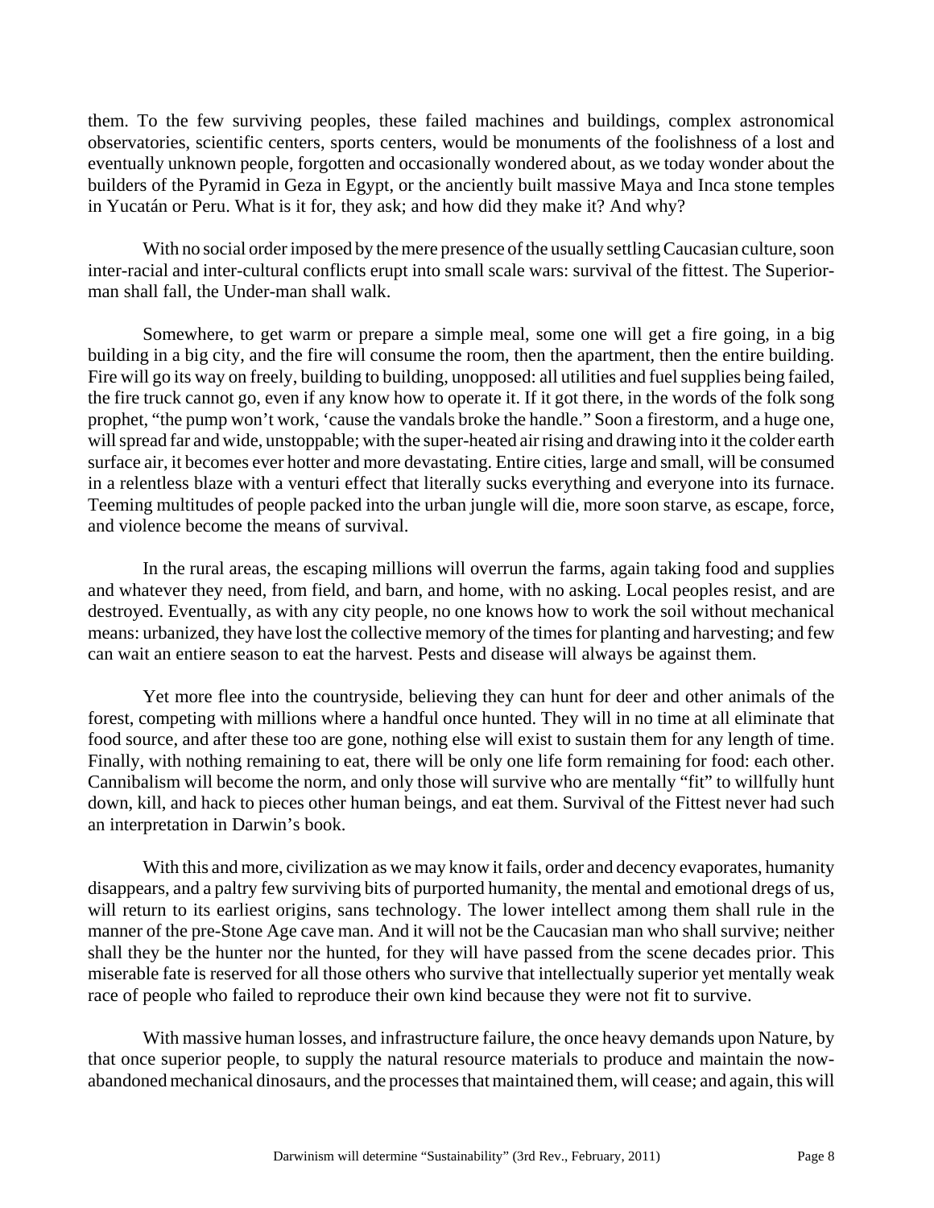them. To the few surviving peoples, these failed machines and buildings, complex astronomical observatories, scientific centers, sports centers, would be monuments of the foolishness of a lost and eventually unknown people, forgotten and occasionally wondered about, as we today wonder about the builders of the Pyramid in Geza in Egypt, or the anciently built massive Maya and Inca stone temples in Yucatán or Peru. What is it for, they ask; and how did they make it? And why?

With no social order imposed by the mere presence of the usually settling Caucasian culture, soon inter-racial and inter-cultural conflicts erupt into small scale wars: survival of the fittest. The Superior-man shall fall, the Under-man shall walk.

Somewhere, to get warm or prepare a simple meal, some one will get a fire going, in a big building in a big city, and the fire will consume the room, then the apartment, then the entire building. Fire will go its way on freely, building to building, unopposed: all utilities and fuel supplies being failed, the fire truck cannot go, even if any know how to operate it. If it got there, in the words of the folk song prophet, "the pump won't work, 'cause the vandals broke the handle." Soon a firestorm, and a huge one, will spread far and wide, unstoppable; with the super-heated air rising and drawing into it the colder earth surface air, it becomes ever hotter and more devastating. Entire cities, large and small, will be consumed in a relentless blaze with a venturi effect that literally sucks everything and everyone into its furnace. Teeming multitudes of people packed into the urban jungle will die, more soon starve, as escape, force, and violence become the means of survival.

In the rural areas, the escaping millions will overrun the farms, again taking food and supplies and whatever they need, from field, and barn, and home, with no asking. Local peoples resist, and are destroyed. Eventually, as with any city people, no one knows how to work the soil without mechanical means: urbanized, they have lost the collective memory of the times for planting and harvesting; and few can wait an entiere season to eat the harvest. Pests and disease will always be against them.

Yet more flee into the countryside, believing they can hunt for deer and other animals of the forest, competing with millions where a handful once hunted. They will in no time at all eliminate that food source, and after these too are gone, nothing else will exist to sustain them for any length of time. Finally, with nothing remaining to eat, there will be only one life form remaining for food: each other. Cannibalism will become the norm, and only those will survive who are mentally "fit" to willfully hunt down, kill, and hack to pieces other human beings, and eat them. Survival of the Fittest never had such an interpretation in Darwin's book.

With this and more, civilization as we may know it fails, order and decency evaporates, humanity disappears, and a paltry few surviving bits of purported humanity, the mental and emotional dregs of us, will return to its earliest origins, sans technology. The lower intellect among them shall rule in the manner of the pre-Stone Age cave man. And it will not be the Caucasian man who shall survive; neither shall they be the hunter nor the hunted, for they will have passed from the scene decades prior. This miserable fate is reserved for all those others who survive that intellectually superior yet mentally weak race of people who failed to reproduce their own kind because they were not fit to survive.

With massive human losses, and infrastructure failure, the once heavy demands upon Nature, by that once superior people, to supply the natural resource materials to produce and maintain the now-abandoned mechanical dinosaurs, and the processes that maintained them, will cease; and again, this will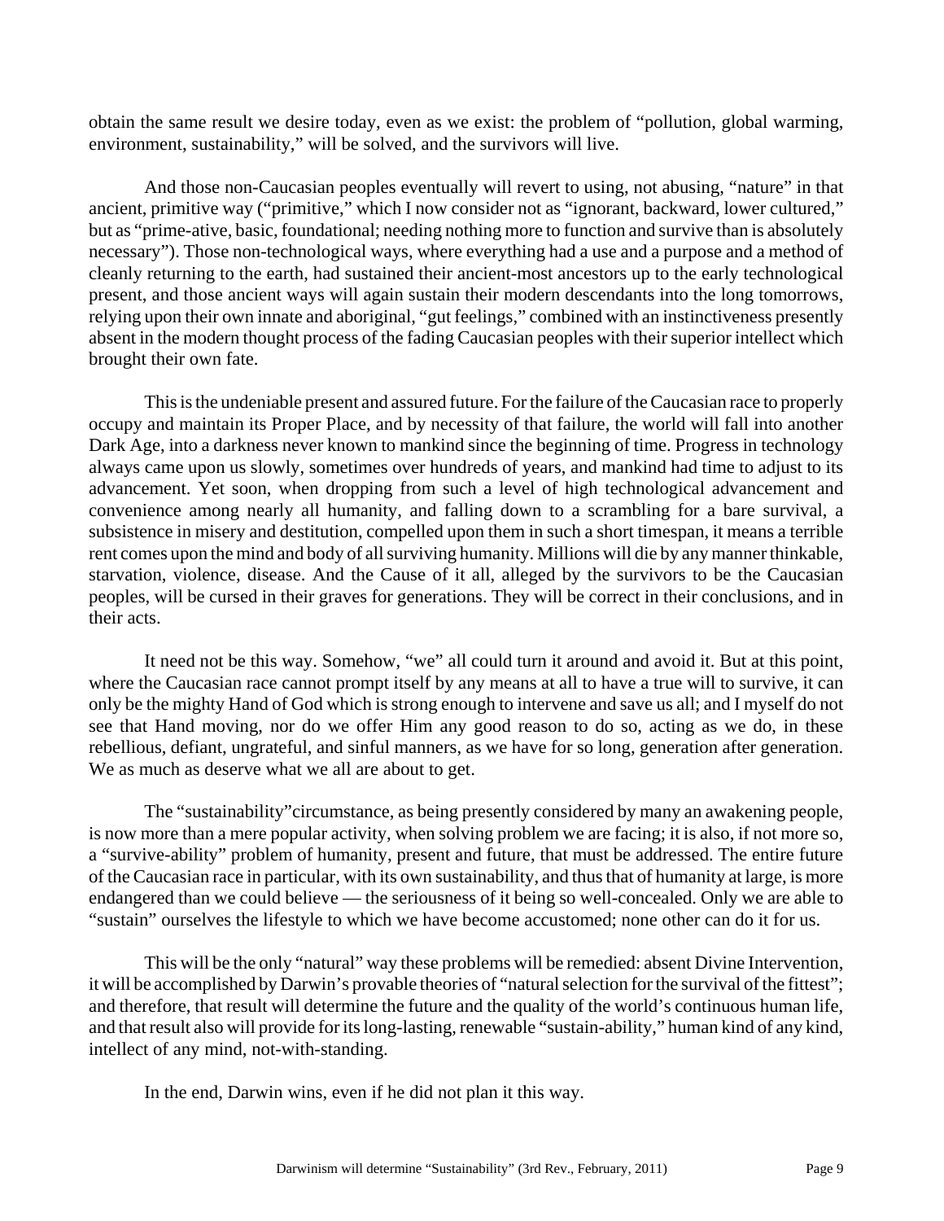obtain the same result we desire today, even as we exist: the problem of "pollution, global warming, environment, sustainability," will be solved, and the survivors will live.

And those non-Caucasian peoples eventually will revert to using, not abusing, "nature" in that ancient, primitive way ("primitive," which I now consider not as "ignorant, backward, lower cultured," but as "prime-ative, basic, foundational; needing nothing more to function and survive than is absolutely necessary"). Those non-technological ways, where everything had a use and a purpose and a method of cleanly returning to the earth, had sustained their ancient-most ancestors up to the early technological present, and those ancient ways will again sustain their modern descendants into the long tomorrows, relying upon their own innate and aboriginal, "gut feelings," combined with an instinctiveness presently absent in the modern thought process of the fading Caucasian peoples with their superior intellect which brought their own fate.

This is the undeniable present and assured future. For the failure of the Caucasian race to properly occupy and maintain its Proper Place, and by necessity of that failure, the world will fall into another Dark Age, into a darkness never known to mankind since the beginning of time. Progress in technology always came upon us slowly, sometimes over hundreds of years, and mankind had time to adjust to its advancement. Yet soon, when dropping from such a level of high technological advancement and convenience among nearly all humanity, and falling down to a scrambling for a bare survival, a subsistence in misery and destitution, compelled upon them in such a short timespan, it means a terrible rent comes upon the mind and body of all surviving humanity. Millions will die by any manner thinkable, starvation, violence, disease. And the Cause of it all, alleged by the survivors to be the Caucasian peoples, will be cursed in their graves for generations. They will be correct in their conclusions, and in their acts.

It need not be this way. Somehow, "we" all could turn it around and avoid it. But at this point, where the Caucasian race cannot prompt itself by any means at all to have a true will to survive, it can only be the mighty Hand of God which is strong enough to intervene and save us all; and I myself do not see that Hand moving, nor do we offer Him any good reason to do so, acting as we do, in these rebellious, defiant, ungrateful, and sinful manners, as we have for so long, generation after generation. We as much as deserve what we all are about to get.

The "sustainability"circumstance, as being presently considered by many an awakening people, is now more than a mere popular activity, when solving problem we are facing; it is also, if not more so, a "survive-ability" problem of humanity, present and future, that must be addressed. The entire future of the Caucasian race in particular, with its own sustainability, and thus that of humanity at large, is more endangered than we could believe — the seriousness of it being so well-concealed. Only we are able to "sustain" ourselves the lifestyle to which we have become accustomed; none other can do it for us.

This will be the only "natural" way these problems will be remedied: absent Divine Intervention, it will be accomplished by Darwin's provable theories of "natural selection for the survival of the fittest"; and therefore, that result will determine the future and the quality of the world's continuous human life, and that result also will provide for its long-lasting, renewable "sustain-ability," human kind of any kind, intellect of any mind, not-with-standing.

In the end, Darwin wins, even if he did not plan it this way.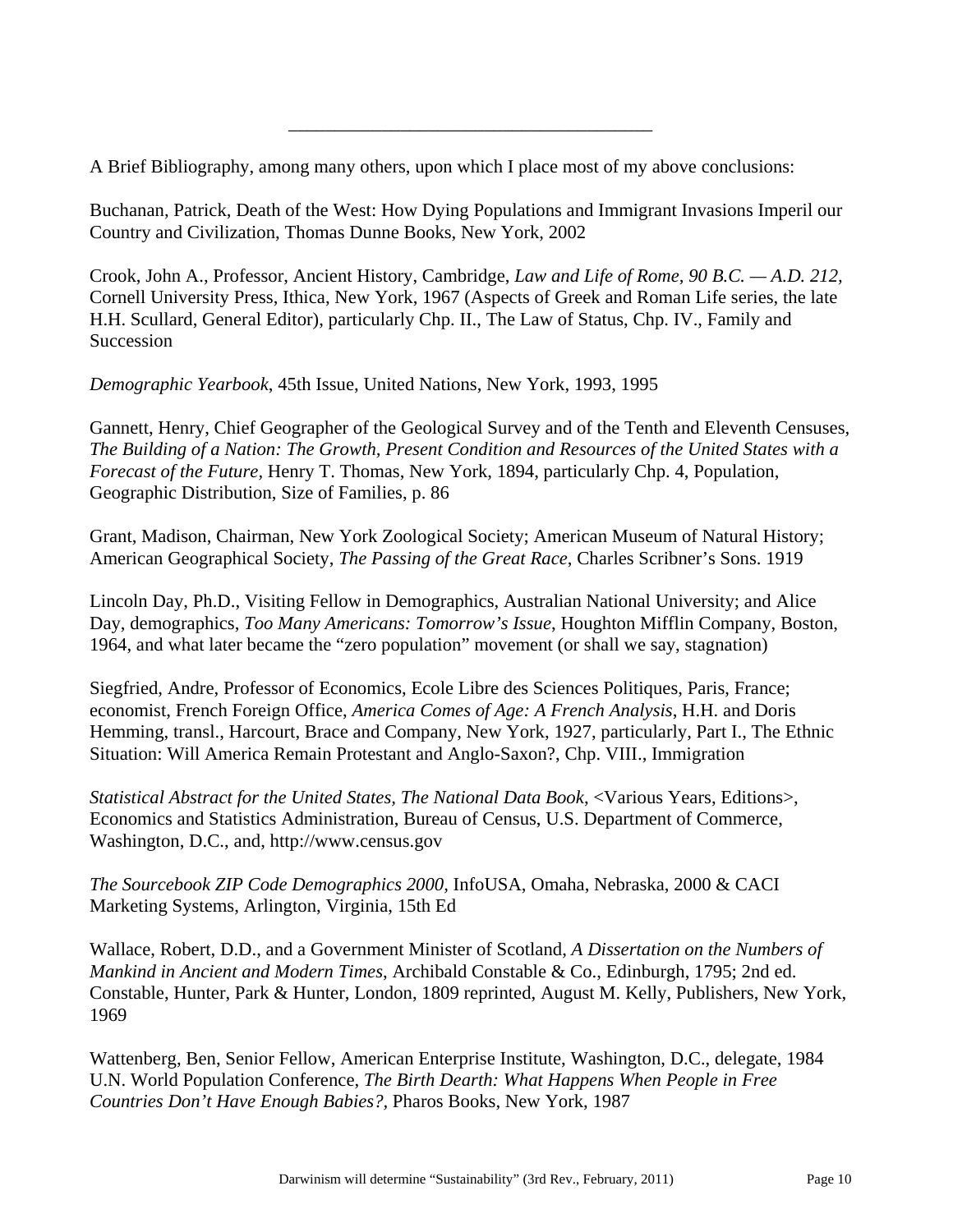---

A Brief Bibliography, among many others, upon which I place most of my above conclusions:

Buchanan, Patrick, Death of the West: How Dying Populations and Immigrant Invasions Imperil our Country and Civilization, Thomas Dunne Books, New York, 2002

Crook, John A., Professor, Ancient History, Cambridge, *Law and Life of Rome, 90 B.C. — A.D. 212,* Cornell University Press, Ithica, New York, 1967 (Aspects of Greek and Roman Life series, the late H.H. Scullard, General Editor), particularly Chp. II., The Law of Status, Chp. IV., Family and Succession

*Demographic Yearbook*, 45th Issue, United Nations, New York, 1993, 1995

Gannett, Henry, Chief Geographer of the Geological Survey and of the Tenth and Eleventh Censuses, *The Building of a Nation: The Growth, Present Condition and Resources of the United States with a Forecast of the Future,* Henry T. Thomas, New York, 1894, particularly Chp. 4, Population, Geographic Distribution, Size of Families, p. 86

Grant, Madison, Chairman, New York Zoological Society; American Museum of Natural History; American Geographical Society, *The Passing of the Great Race*, Charles Scribner's Sons. 1919

Lincoln Day, Ph.D., Visiting Fellow in Demographics, Australian National University; and Alice Day, demographics, *Too Many Americans: Tomorrow's Issue*, Houghton Mifflin Company, Boston, 1964, and what later became the "zero population" movement (or shall we say, stagnation)

Siegfried, Andre, Professor of Economics, Ecole Libre des Sciences Politiques, Paris, France; economist, French Foreign Office, *America Comes of Age: A French Analysis,* H.H. and Doris Hemming, transl., Harcourt, Brace and Company, New York, 1927, particularly, Part I., The Ethnic Situation: Will America Remain Protestant and Anglo-Saxon?, Chp. VIII., Immigration

*Statistical Abstract for the United States*, *The National Data Book,* <Various Years, Editions>, Economics and Statistics Administration, Bureau of Census, U.S. Department of Commerce, Washington, D.C., and, http://www.census.gov

*The Sourcebook ZIP Code Demographics 2000,* InfoUSA, Omaha, Nebraska, 2000 & CACI Marketing Systems, Arlington, Virginia, 15th Ed

Wallace, Robert, D.D., and a Government Minister of Scotland, *A Dissertation on the Numbers of Mankind in Ancient and Modern Times*, Archibald Constable & Co., Edinburgh, 1795; 2nd ed. Constable, Hunter, Park & Hunter, London, 1809 reprinted, August M. Kelly, Publishers, New York, 1969

Wattenberg, Ben, Senior Fellow, American Enterprise Institute, Washington, D.C., delegate, 1984 U.N. World Population Conference, *The Birth Dearth: What Happens When People in Free Countries Don't Have Enough Babies?,* Pharos Books, New York, 1987